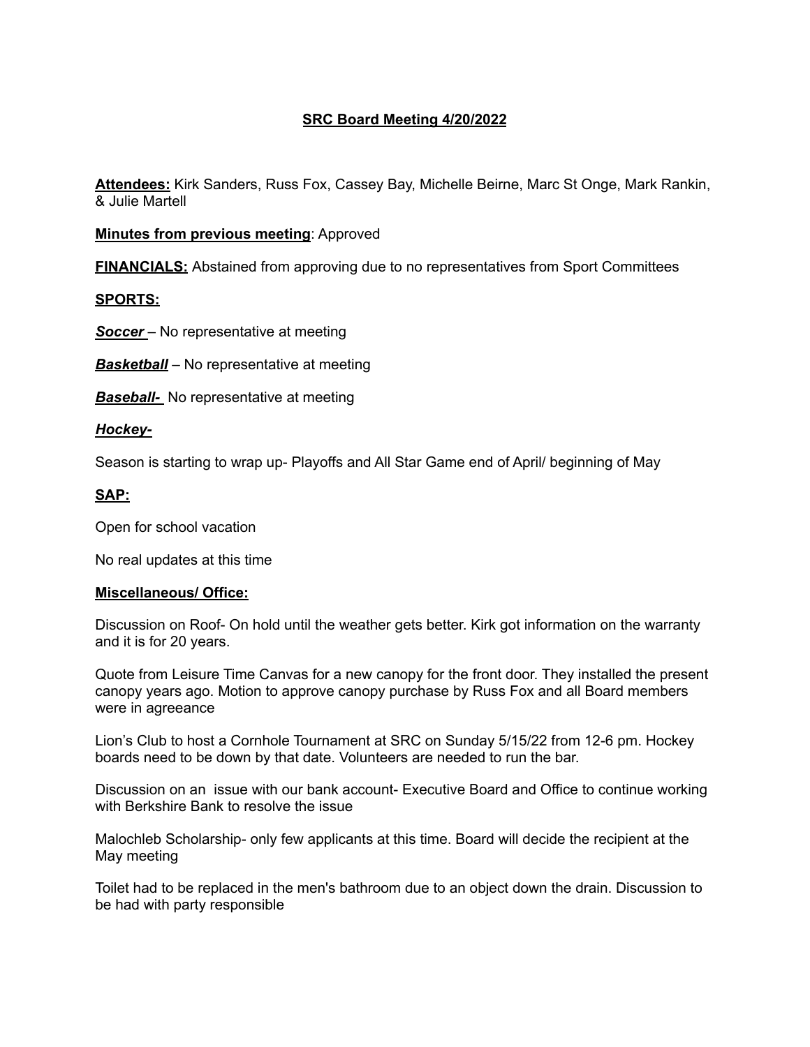# SRC Board Meeting 4/20/2022

**Attendees:** Kirk Sanders, Russ Fox, Cassey Bay, Michelle Beirne, Marc St Onge, Mark Rankin, & Julie Martell

**Minutes from previous meeting**: Approved

**FINANCIALS:** Abstained from approving due to no representatives from Sport Committees

## SPORTS:

***Soccer*** – No representative at meeting

***Basketball*** – No representative at meeting

***Baseball-*** No representative at meeting

***Hockey-***

Season is starting to wrap up- Playoffs and All Star Game end of April/ beginning of May

## SAP:

Open for school vacation

No real updates at this time

## Miscellaneous/ Office:

Discussion on Roof- On hold until the weather gets better. Kirk got information on the warranty and it is for 20 years.

Quote from Leisure Time Canvas for a new canopy for the front door. They installed the present canopy years ago. Motion to approve canopy purchase by Russ Fox and all Board members were in agreeance

Lion's Club to host a Cornhole Tournament at SRC on Sunday 5/15/22 from 12-6 pm. Hockey boards need to be down by that date. Volunteers are needed to run the bar.

Discussion on an issue with our bank account- Executive Board and Office to continue working with Berkshire Bank to resolve the issue

Malochleb Scholarship- only few applicants at this time. Board will decide the recipient at the May meeting

Toilet had to be replaced in the men's bathroom due to an object down the drain. Discussion to be had with party responsible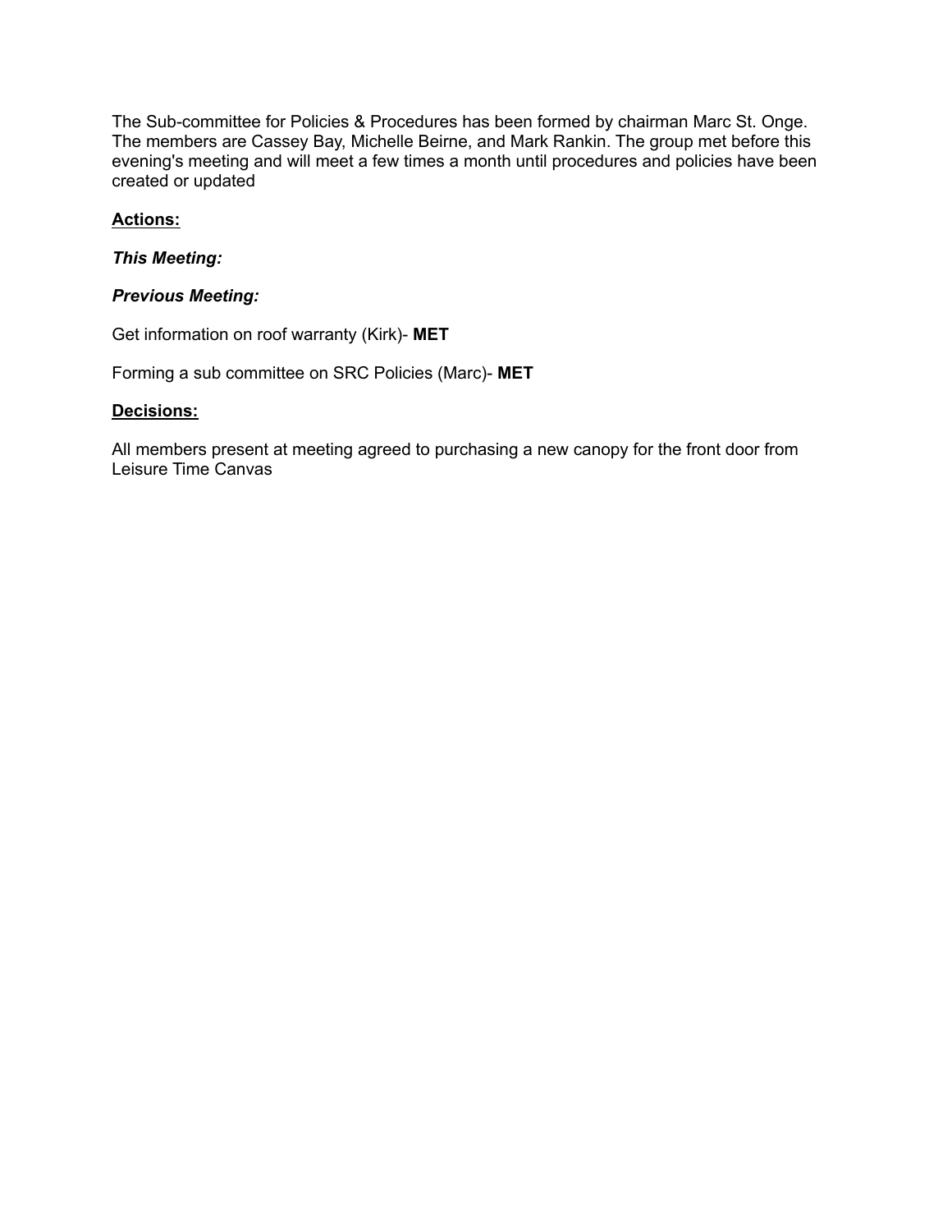The Sub-committee for Policies & Procedures has been formed by chairman Marc St. Onge. The members are Cassey Bay, Michelle Beirne, and Mark Rankin. The group met before this evening's meeting and will meet a few times a month until procedures and policies have been created or updated

**Actions:**

***This Meeting:***

***Previous Meeting:***

Get information on roof warranty (Kirk)- **MET**

Forming a sub committee on SRC Policies (Marc)- **MET**

**Decisions:**

All members present at meeting agreed to purchasing a new canopy for the front door from Leisure Time Canvas